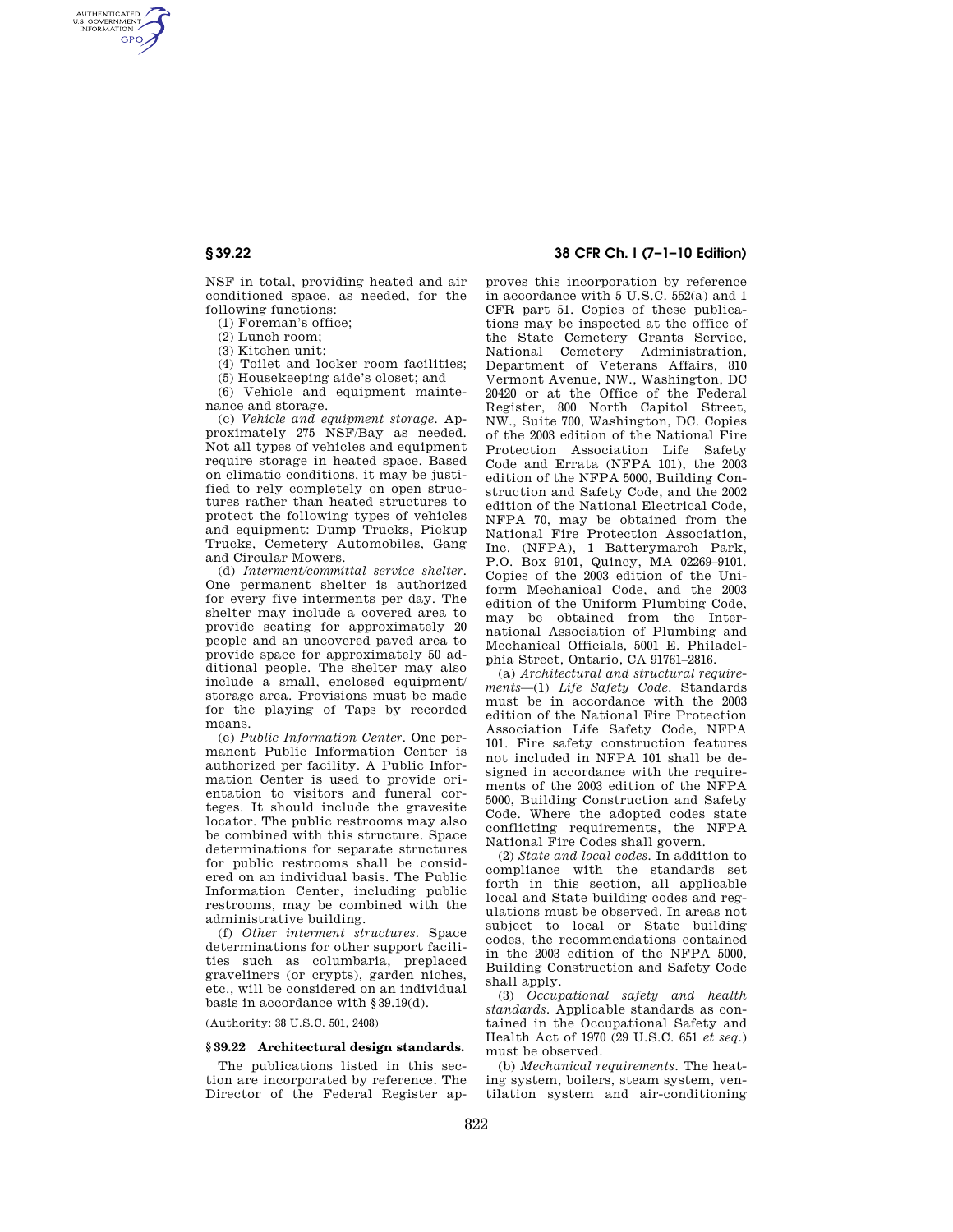NSF in total, providing heated and air conditioned space, as needed, for the following functions:

(1) Foreman's office;

(2) Lunch room;

(3) Kitchen unit;

(4) Toilet and locker room facilities;

(5) Housekeeping aide's closet; and

(6) Vehicle and equipment maintenance and storage.

(c) *Vehicle and equipment storage.* Approximately 275 NSF/Bay as needed. Not all types of vehicles and equipment require storage in heated space. Based on climatic conditions, it may be justified to rely completely on open structures rather than heated structures to protect the following types of vehicles and equipment: Dump Trucks, Pickup Trucks, Cemetery Automobiles, Gang and Circular Mowers.

(d) *Interment/committal service shelter.* One permanent shelter is authorized for every five interments per day. The shelter may include a covered area to provide seating for approximately 20 people and an uncovered paved area to provide space for approximately 50 additional people. The shelter may also include a small, enclosed equipment/storage area. Provisions must be made for the playing of Taps by recorded means.

(e) *Public Information Center.* One permanent Public Information Center is authorized per facility. A Public Information Center is used to provide orientation to visitors and funeral corteges. It should include the gravesite locator. The public restrooms may also be combined with this structure. Space determinations for separate structures for public restrooms shall be considered on an individual basis. The Public Information Center, including public restrooms, may be combined with the administrative building.

(f) *Other interment structures.* Space determinations for other support facilities such as columbaria, preplaced graveliners (or crypts), garden niches, etc., will be considered on an individual basis in accordance with §39.19(d).

(Authority: 38 U.S.C. 501, 2408)

## §39.22 Architectural design standards.

The publications listed in this section are incorporated by reference. The Director of the Federal Register approves this incorporation by reference in accordance with 5 U.S.C. 552(a) and 1 CFR part 51. Copies of these publications may be inspected at the office of the State Cemetery Grants Service, National Cemetery Administration, Department of Veterans Affairs, 810 Vermont Avenue, NW., Washington, DC 20420 or at the Office of the Federal Register, 800 North Capitol Street, NW., Suite 700, Washington, DC. Copies of the 2003 edition of the National Fire Protection Association Life Safety Code and Errata (NFPA 101), the 2003 edition of the NFPA 5000, Building Construction and Safety Code, and the 2002 edition of the National Electrical Code, NFPA 70, may be obtained from the National Fire Protection Association, Inc. (NFPA), 1 Batterymarch Park, P.O. Box 9101, Quincy, MA 02269–9101. Copies of the 2003 edition of the Uniform Mechanical Code, and the 2003 edition of the Uniform Plumbing Code, may be obtained from the International Association of Plumbing and Mechanical Officials, 5001 E. Philadelphia Street, Ontario, CA 91761–2816.

(a) *Architectural and structural requirements*—(1) *Life Safety Code.* Standards must be in accordance with the 2003 edition of the National Fire Protection Association Life Safety Code, NFPA 101. Fire safety construction features not included in NFPA 101 shall be designed in accordance with the requirements of the 2003 edition of the NFPA 5000, Building Construction and Safety Code. Where the adopted codes state conflicting requirements, the NFPA National Fire Codes shall govern.

(2) *State and local codes.* In addition to compliance with the standards set forth in this section, all applicable local and State building codes and regulations must be observed. In areas not subject to local or State building codes, the recommendations contained in the 2003 edition of the NFPA 5000, Building Construction and Safety Code shall apply.

(3) *Occupational safety and health standards.* Applicable standards as contained in the Occupational Safety and Health Act of 1970 (29 U.S.C. 651 *et seq.*) must be observed.

(b) *Mechanical requirements.* The heating system, boilers, steam system, ventilation system and air-conditioning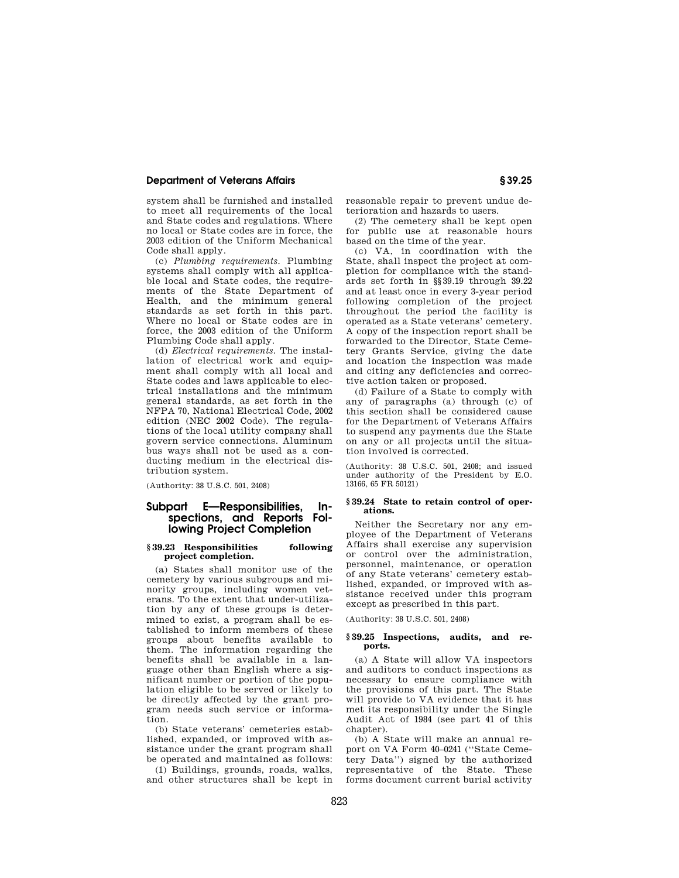system shall be furnished and installed to meet all requirements of the local and State codes and regulations. Where no local or State codes are in force, the 2003 edition of the Uniform Mechanical Code shall apply.

(c) *Plumbing requirements.* Plumbing systems shall comply with all applicable local and State codes, the requirements of the State Department of Health, and the minimum general standards as set forth in this part. Where no local or State codes are in force, the 2003 edition of the Uniform Plumbing Code shall apply.

(d) *Electrical requirements.* The installation of electrical work and equipment shall comply with all local and State codes and laws applicable to electrical installations and the minimum general standards, as set forth in the NFPA 70, National Electrical Code, 2002 edition (NEC 2002 Code). The regulations of the local utility company shall govern service connections. Aluminum bus ways shall not be used as a conducting medium in the electrical distribution system.

(Authority: 38 U.S.C. 501, 2408)

## Subpart E—Responsibilities, Inspections, and Reports Following Project Completion

### § 39.23 Responsibilities following project completion.

(a) States shall monitor use of the cemetery by various subgroups and minority groups, including women veterans. To the extent that under-utilization by any of these groups is determined to exist, a program shall be established to inform members of these groups about benefits available to them. The information regarding the benefits shall be available in a language other than English where a significant number or portion of the population eligible to be served or likely to be directly affected by the grant program needs such service or information.

(b) State veterans' cemeteries established, expanded, or improved with assistance under the grant program shall be operated and maintained as follows:

(1) Buildings, grounds, roads, walks, and other structures shall be kept in reasonable repair to prevent undue deterioration and hazards to users.

(2) The cemetery shall be kept open for public use at reasonable hours based on the time of the year.

(c) VA, in coordination with the State, shall inspect the project at completion for compliance with the standards set forth in §§ 39.19 through 39.22 and at least once in every 3-year period following completion of the project throughout the period the facility is operated as a State veterans' cemetery. A copy of the inspection report shall be forwarded to the Director, State Cemetery Grants Service, giving the date and location the inspection was made and citing any deficiencies and corrective action taken or proposed.

(d) Failure of a State to comply with any of paragraphs (a) through (c) of this section shall be considered cause for the Department of Veterans Affairs to suspend any payments due the State on any or all projects until the situation involved is corrected.

(Authority: 38 U.S.C. 501, 2408; and issued under authority of the President by E.O. 13166, 65 FR 50121)

### § 39.24 State to retain control of operations.

Neither the Secretary nor any employee of the Department of Veterans Affairs shall exercise any supervision or control over the administration, personnel, maintenance, or operation of any State veterans' cemetery established, expanded, or improved with assistance received under this program except as prescribed in this part.

(Authority: 38 U.S.C. 501, 2408)

### § 39.25 Inspections, audits, and reports.

(a) A State will allow VA inspectors and auditors to conduct inspections as necessary to ensure compliance with the provisions of this part. The State will provide to VA evidence that it has met its responsibility under the Single Audit Act of 1984 (see part 41 of this chapter).

(b) A State will make an annual report on VA Form 40–0241 (''State Cemetery Data'') signed by the authorized representative of the State. These forms document current burial activity